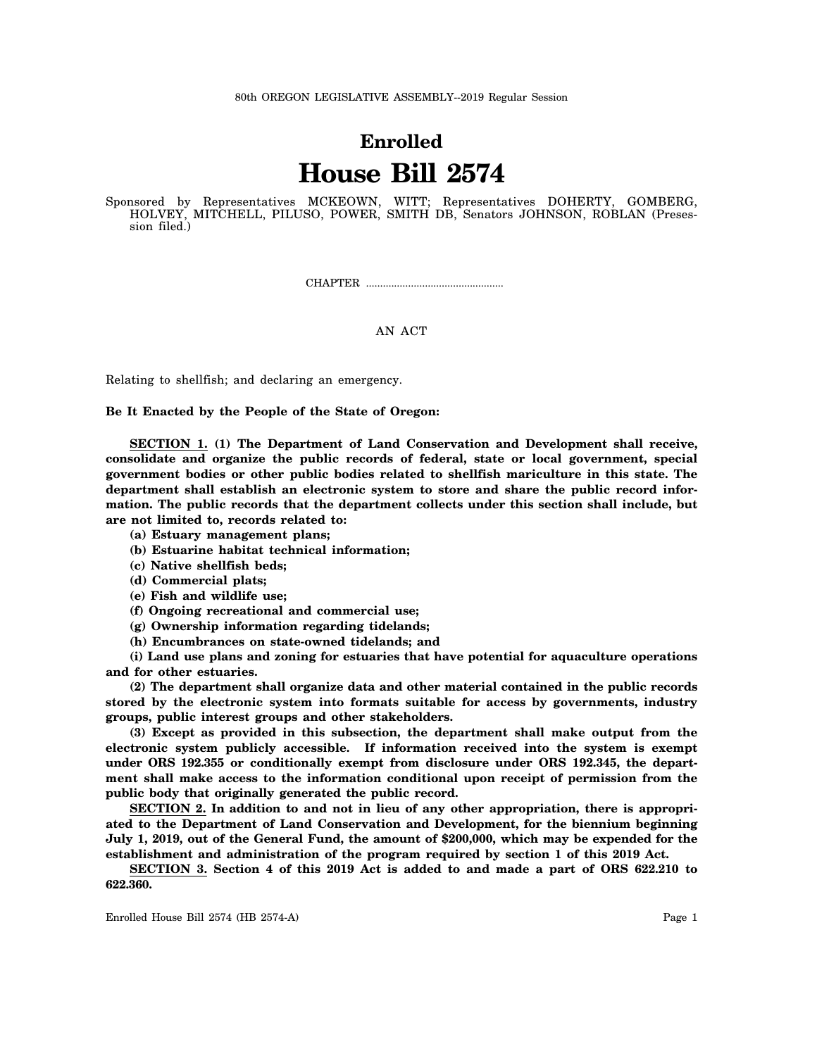80th OREGON LEGISLATIVE ASSEMBLY--2019 Regular Session

# Enrolled

# House Bill 2574

Sponsored by Representatives MCKEOWN, WITT; Representatives DOHERTY, GOMBERG, HOLVEY, MITCHELL, PILUSO, POWER, SMITH DB, Senators JOHNSON, ROBLAN (Presession filed.)

CHAPTER .................................................

AN ACT

Relating to shellfish; and declaring an emergency.

**Be It Enacted by the People of the State of Oregon:**

**SECTION 1. (1) The Department of Land Conservation and Development shall receive, consolidate and organize the public records of federal, state or local government, special government bodies or other public bodies related to shellfish mariculture in this state. The department shall establish an electronic system to store and share the public record information. The public records that the department collects under this section shall include, but are not limited to, records related to:**

**(a) Estuary management plans;**

**(b) Estuarine habitat technical information;**

**(c) Native shellfish beds;**

**(d) Commercial plats;**

**(e) Fish and wildlife use;**

**(f) Ongoing recreational and commercial use;**

**(g) Ownership information regarding tidelands;**

**(h) Encumbrances on state-owned tidelands; and**

**(i) Land use plans and zoning for estuaries that have potential for aquaculture operations and for other estuaries.**

**(2) The department shall organize data and other material contained in the public records stored by the electronic system into formats suitable for access by governments, industry groups, public interest groups and other stakeholders.**

**(3) Except as provided in this subsection, the department shall make output from the electronic system publicly accessible. If information received into the system is exempt under ORS 192.355 or conditionally exempt from disclosure under ORS 192.345, the department shall make access to the information conditional upon receipt of permission from the public body that originally generated the public record.**

**SECTION 2. In addition to and not in lieu of any other appropriation, there is appropriated to the Department of Land Conservation and Development, for the biennium beginning July 1, 2019, out of the General Fund, the amount of $200,000, which may be expended for the establishment and administration of the program required by section 1 of this 2019 Act.**

**SECTION 3. Section 4 of this 2019 Act is added to and made a part of ORS 622.210 to 622.360.**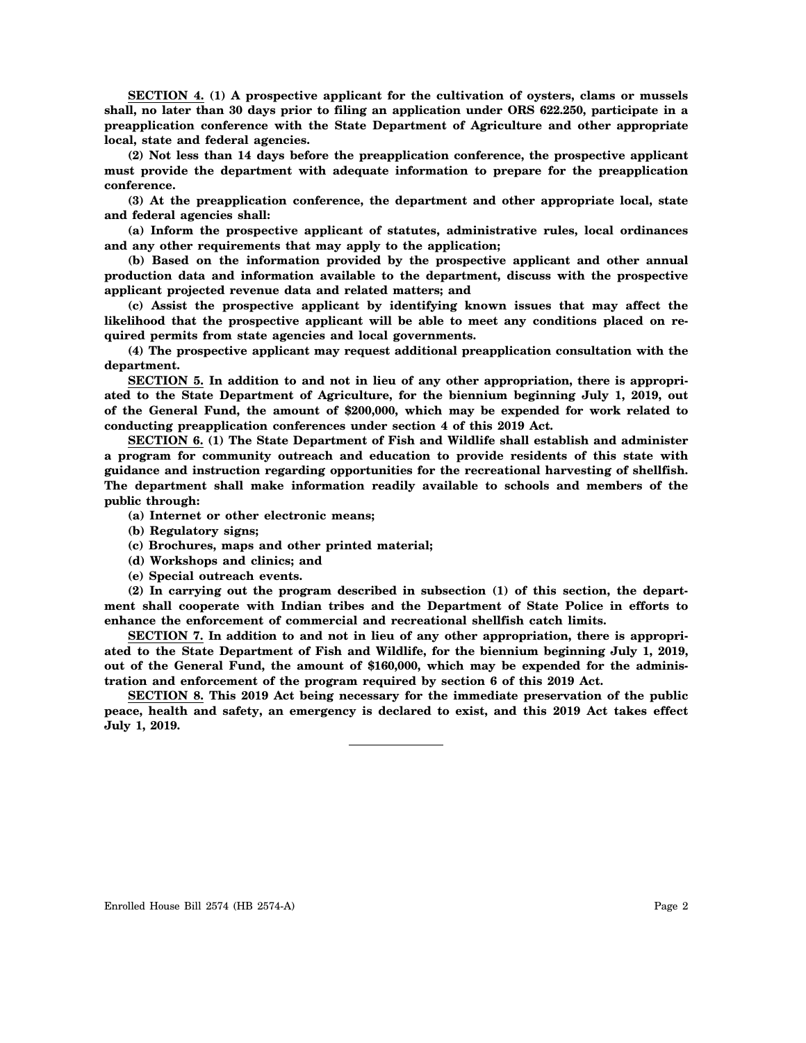**SECTION 4. (1) A prospective applicant for the cultivation of oysters, clams or mussels shall, no later than 30 days prior to filing an application under ORS 622.250, participate in a preapplication conference with the State Department of Agriculture and other appropriate local, state and federal agencies.**

**(2) Not less than 14 days before the preapplication conference, the prospective applicant must provide the department with adequate information to prepare for the preapplication conference.**

**(3) At the preapplication conference, the department and other appropriate local, state and federal agencies shall:**

**(a) Inform the prospective applicant of statutes, administrative rules, local ordinances and any other requirements that may apply to the application;**

**(b) Based on the information provided by the prospective applicant and other annual production data and information available to the department, discuss with the prospective applicant projected revenue data and related matters; and**

**(c) Assist the prospective applicant by identifying known issues that may affect the likelihood that the prospective applicant will be able to meet any conditions placed on required permits from state agencies and local governments.**

**(4) The prospective applicant may request additional preapplication consultation with the department.**

**SECTION 5. In addition to and not in lieu of any other appropriation, there is appropriated to the State Department of Agriculture, for the biennium beginning July 1, 2019, out of the General Fund, the amount of $200,000, which may be expended for work related to conducting preapplication conferences under section 4 of this 2019 Act.**

**SECTION 6. (1) The State Department of Fish and Wildlife shall establish and administer a program for community outreach and education to provide residents of this state with guidance and instruction regarding opportunities for the recreational harvesting of shellfish. The department shall make information readily available to schools and members of the public through:**

**(a) Internet or other electronic means;**

**(b) Regulatory signs;**

**(c) Brochures, maps and other printed material;**

**(d) Workshops and clinics; and**

**(e) Special outreach events.**

**(2) In carrying out the program described in subsection (1) of this section, the department shall cooperate with Indian tribes and the Department of State Police in efforts to enhance the enforcement of commercial and recreational shellfish catch limits.**

**SECTION 7. In addition to and not in lieu of any other appropriation, there is appropriated to the State Department of Fish and Wildlife, for the biennium beginning July 1, 2019, out of the General Fund, the amount of $160,000, which may be expended for the administration and enforcement of the program required by section 6 of this 2019 Act.**

**SECTION 8. This 2019 Act being necessary for the immediate preservation of the public peace, health and safety, an emergency is declared to exist, and this 2019 Act takes effect July 1, 2019.**

---

Enrolled House Bill 2574 (HB 2574-A)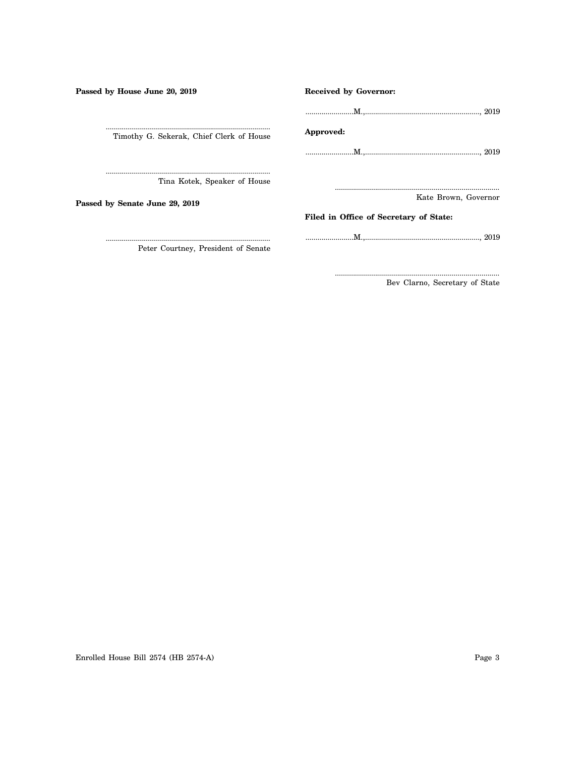**Passed by House June 20, 2019**

..................................................................................
Timothy G. Sekerak, Chief Clerk of House

..................................................................................
Tina Kotek, Speaker of House

**Passed by Senate June 29, 2019**

..................................................................................
Peter Courtney, President of Senate

**Received by Governor:**

........................M.,.........................................................., 2019

**Approved:**

........................M.,.........................................................., 2019

..................................................................................
Kate Brown, Governor

**Filed in Office of Secretary of State:**

........................M.,.........................................................., 2019

..................................................................................
Bev Clarno, Secretary of State